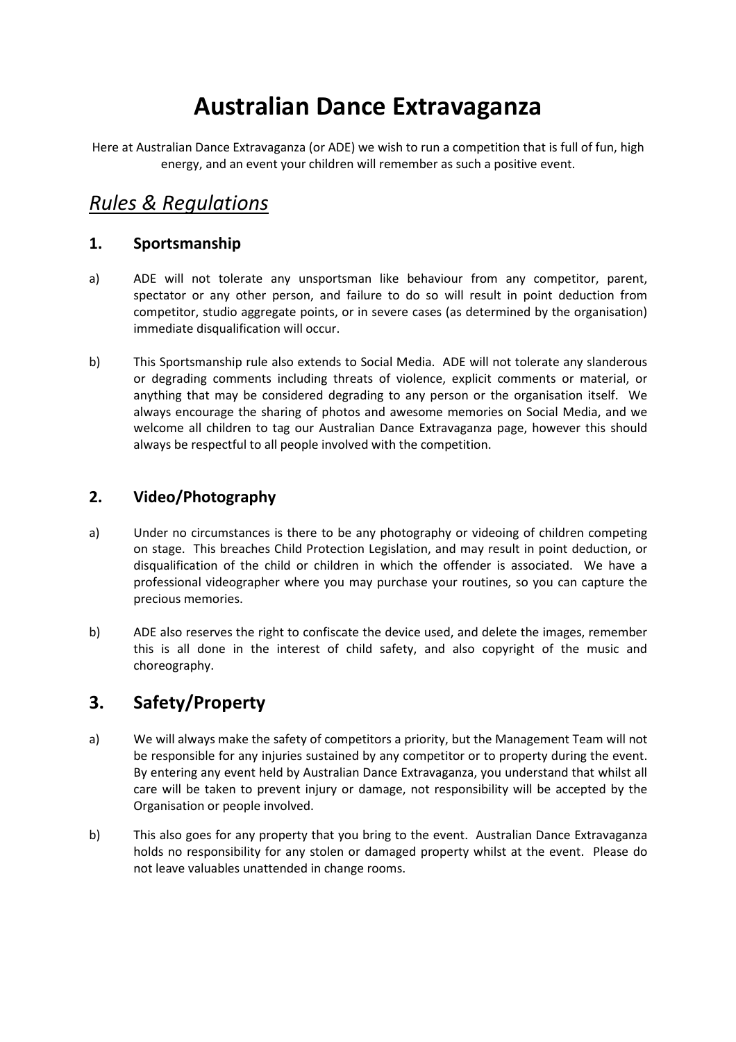# Australian Dance Extravaganza

Here at Australian Dance Extravaganza (or ADE) we wish to run a competition that is full of fun, high energy, and an event your children will remember as such a positive event.

## *Rules & Regulations*

### 1. Sportsmanship

a) ADE will not tolerate any unsportsman like behaviour from any competitor, parent, spectator or any other person, and failure to do so will result in point deduction from competitor, studio aggregate points, or in severe cases (as determined by the organisation) immediate disqualification will occur.

b) This Sportsmanship rule also extends to Social Media. ADE will not tolerate any slanderous or degrading comments including threats of violence, explicit comments or material, or anything that may be considered degrading to any person or the organisation itself. We always encourage the sharing of photos and awesome memories on Social Media, and we welcome all children to tag our Australian Dance Extravaganza page, however this should always be respectful to all people involved with the competition.

### 2. Video/Photography

a) Under no circumstances is there to be any photography or videoing of children competing on stage. This breaches Child Protection Legislation, and may result in point deduction, or disqualification of the child or children in which the offender is associated. We have a professional videographer where you may purchase your routines, so you can capture the precious memories.

b) ADE also reserves the right to confiscate the device used, and delete the images, remember this is all done in the interest of child safety, and also copyright of the music and choreography.

## 3. Safety/Property

a) We will always make the safety of competitors a priority, but the Management Team will not be responsible for any injuries sustained by any competitor or to property during the event. By entering any event held by Australian Dance Extravaganza, you understand that whilst all care will be taken to prevent injury or damage, not responsibility will be accepted by the Organisation or people involved.

b) This also goes for any property that you bring to the event. Australian Dance Extravaganza holds no responsibility for any stolen or damaged property whilst at the event. Please do not leave valuables unattended in change rooms.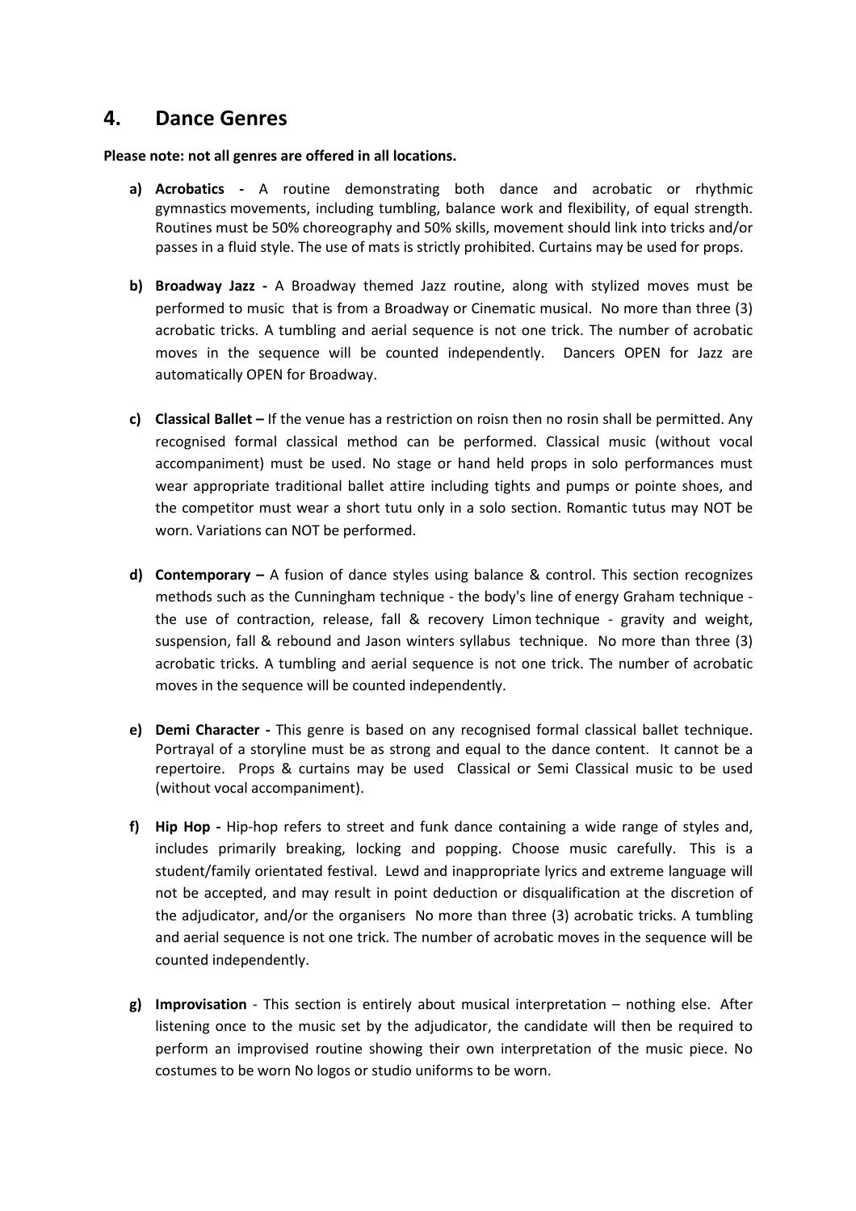## 4. Dance Genres

**Please note: not all genres are offered in all locations.**

a) **Acrobatics -** A routine demonstrating both dance and acrobatic or rhythmic gymnastics movements, including tumbling, balance work and flexibility, of equal strength. Routines must be 50% choreography and 50% skills, movement should link into tricks and/or passes in a fluid style. The use of mats is strictly prohibited. Curtains may be used for props.

b) **Broadway Jazz -** A Broadway themed Jazz routine, along with stylized moves must be performed to music that is from a Broadway or Cinematic musical. No more than three (3) acrobatic tricks. A tumbling and aerial sequence is not one trick. The number of acrobatic moves in the sequence will be counted independently. Dancers OPEN for Jazz are automatically OPEN for Broadway.

c) **Classical Ballet –** If the venue has a restriction on roisn then no rosin shall be permitted. Any recognised formal classical method can be performed. Classical music (without vocal accompaniment) must be used. No stage or hand held props in solo performances must wear appropriate traditional ballet attire including tights and pumps or pointe shoes, and the competitor must wear a short tutu only in a solo section. Romantic tutus may NOT be worn. Variations can NOT be performed.

d) **Contemporary –** A fusion of dance styles using balance & control. This section recognizes methods such as the Cunningham technique - the body's line of energy Graham technique - the use of contraction, release, fall & recovery Limon technique - gravity and weight, suspension, fall & rebound and Jason winters syllabus technique. No more than three (3) acrobatic tricks. A tumbling and aerial sequence is not one trick. The number of acrobatic moves in the sequence will be counted independently.

e) **Demi Character -** This genre is based on any recognised formal classical ballet technique. Portrayal of a storyline must be as strong and equal to the dance content. It cannot be a repertoire. Props & curtains may be used Classical or Semi Classical music to be used (without vocal accompaniment).

f) **Hip Hop -** Hip-hop refers to street and funk dance containing a wide range of styles and, includes primarily breaking, locking and popping. Choose music carefully. This is a student/family orientated festival. Lewd and inappropriate lyrics and extreme language will not be accepted, and may result in point deduction or disqualification at the discretion of the adjudicator, and/or the organisers No more than three (3) acrobatic tricks. A tumbling and aerial sequence is not one trick. The number of acrobatic moves in the sequence will be counted independently.

g) **Improvisation** - This section is entirely about musical interpretation – nothing else. After listening once to the music set by the adjudicator, the candidate will then be required to perform an improvised routine showing their own interpretation of the music piece. No costumes to be worn No logos or studio uniforms to be worn.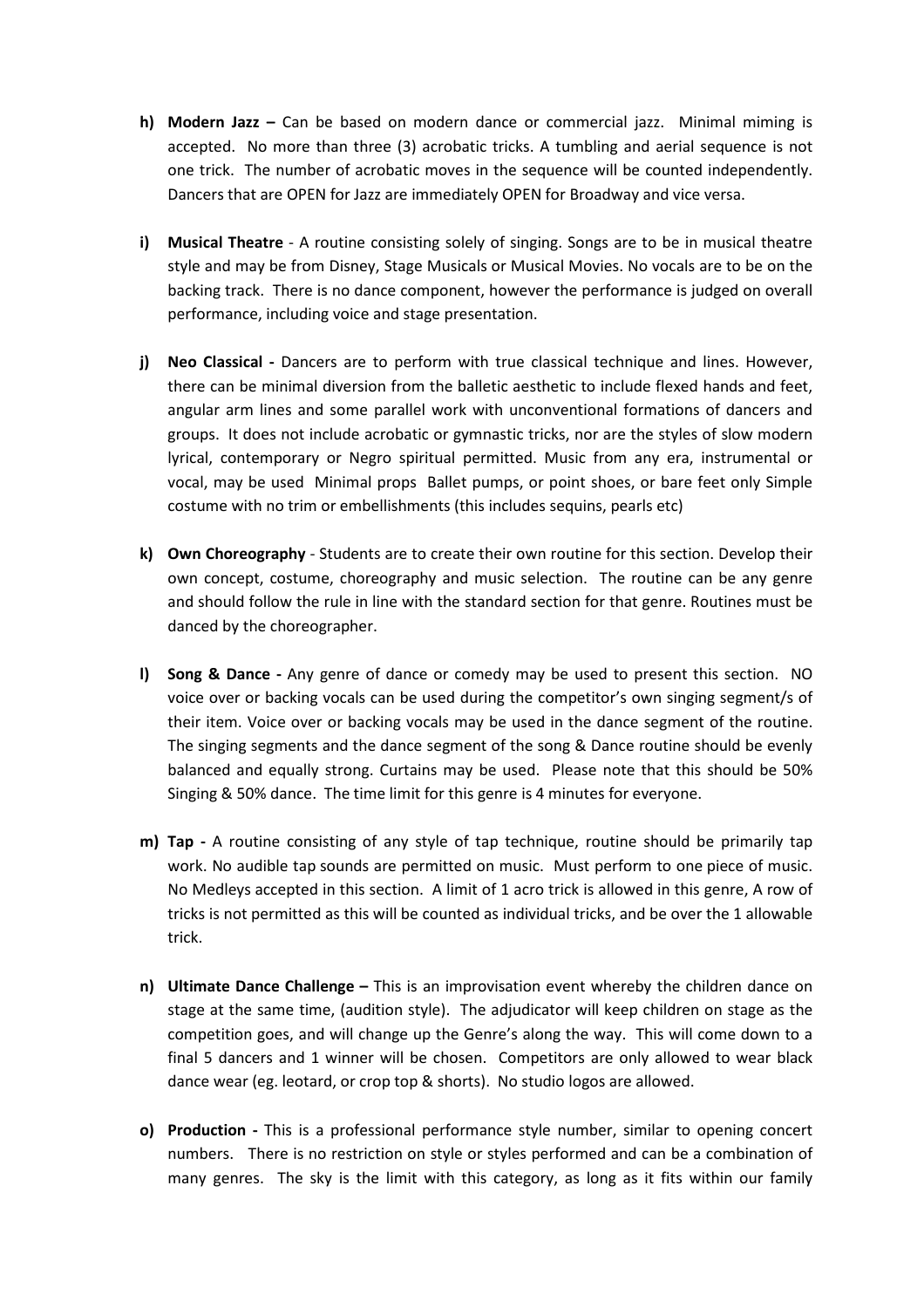h) **Modern Jazz –** Can be based on modern dance or commercial jazz. Minimal miming is accepted. No more than three (3) acrobatic tricks. A tumbling and aerial sequence is not one trick. The number of acrobatic moves in the sequence will be counted independently. Dancers that are OPEN for Jazz are immediately OPEN for Broadway and vice versa.

i) **Musical Theatre** - A routine consisting solely of singing. Songs are to be in musical theatre style and may be from Disney, Stage Musicals or Musical Movies. No vocals are to be on the backing track. There is no dance component, however the performance is judged on overall performance, including voice and stage presentation.

j) **Neo Classical -** Dancers are to perform with true classical technique and lines. However, there can be minimal diversion from the balletic aesthetic to include flexed hands and feet, angular arm lines and some parallel work with unconventional formations of dancers and groups. It does not include acrobatic or gymnastic tricks, nor are the styles of slow modern lyrical, contemporary or Negro spiritual permitted. Music from any era, instrumental or vocal, may be used Minimal props Ballet pumps, or point shoes, or bare feet only Simple costume with no trim or embellishments (this includes sequins, pearls etc)

k) **Own Choreography** - Students are to create their own routine for this section. Develop their own concept, costume, choreography and music selection. The routine can be any genre and should follow the rule in line with the standard section for that genre. Routines must be danced by the choreographer.

l) **Song & Dance -** Any genre of dance or comedy may be used to present this section. NO voice over or backing vocals can be used during the competitor's own singing segment/s of their item. Voice over or backing vocals may be used in the dance segment of the routine. The singing segments and the dance segment of the song & Dance routine should be evenly balanced and equally strong. Curtains may be used. Please note that this should be 50% Singing & 50% dance. The time limit for this genre is 4 minutes for everyone.

m) **Tap -** A routine consisting of any style of tap technique, routine should be primarily tap work. No audible tap sounds are permitted on music. Must perform to one piece of music. No Medleys accepted in this section. A limit of 1 acro trick is allowed in this genre, A row of tricks is not permitted as this will be counted as individual tricks, and be over the 1 allowable trick.

n) **Ultimate Dance Challenge –** This is an improvisation event whereby the children dance on stage at the same time, (audition style). The adjudicator will keep children on stage as the competition goes, and will change up the Genre's along the way. This will come down to a final 5 dancers and 1 winner will be chosen. Competitors are only allowed to wear black dance wear (eg. leotard, or crop top & shorts). No studio logos are allowed.

o) **Production -** This is a professional performance style number, similar to opening concert numbers. There is no restriction on style or styles performed and can be a combination of many genres. The sky is the limit with this category, as long as it fits within our family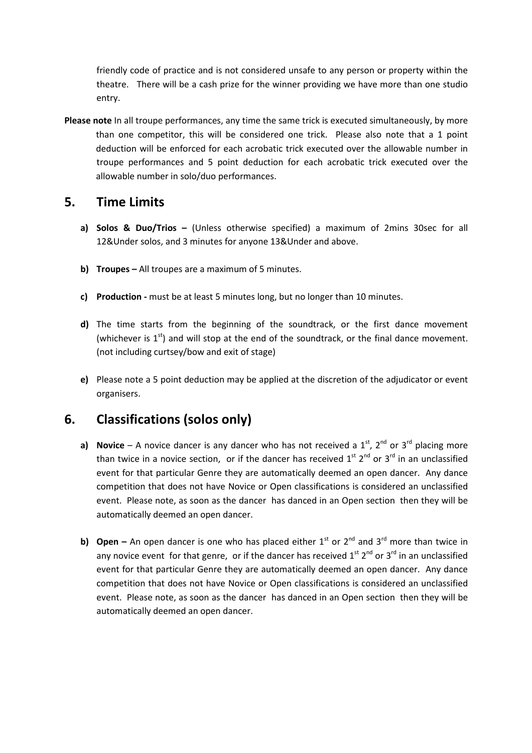friendly code of practice and is not considered unsafe to any person or property within the theatre. There will be a cash prize for the winner providing we have more than one studio entry.

**Please note** In all troupe performances, any time the same trick is executed simultaneously, by more than one competitor, this will be considered one trick. Please also note that a 1 point deduction will be enforced for each acrobatic trick executed over the allowable number in troupe performances and 5 point deduction for each acrobatic trick executed over the allowable number in solo/duo performances.

## 5. Time Limits

a) **Solos & Duo/Trios –** (Unless otherwise specified) a maximum of 2mins 30sec for all 12&Under solos, and 3 minutes for anyone 13&Under and above.

b) **Troupes –** All troupes are a maximum of 5 minutes.

c) **Production -** must be at least 5 minutes long, but no longer than 10 minutes.

d) The time starts from the beginning of the soundtrack, or the first dance movement (whichever is 1st) and will stop at the end of the soundtrack, or the final dance movement. (not including curtsey/bow and exit of stage)

e) Please note a 5 point deduction may be applied at the discretion of the adjudicator or event organisers.

## 6. Classifications (solos only)

a) **Novice** – A novice dancer is any dancer who has not received a 1st, 2nd or 3rd placing more than twice in a novice section, or if the dancer has received 1st 2nd or 3rd in an unclassified event for that particular Genre they are automatically deemed an open dancer. Any dance competition that does not have Novice or Open classifications is considered an unclassified event. Please note, as soon as the dancer has danced in an Open section then they will be automatically deemed an open dancer.

b) **Open –** An open dancer is one who has placed either 1st or 2nd and 3rd more than twice in any novice event for that genre, or if the dancer has received 1st 2nd or 3rd in an unclassified event for that particular Genre they are automatically deemed an open dancer. Any dance competition that does not have Novice or Open classifications is considered an unclassified event. Please note, as soon as the dancer has danced in an Open section then they will be automatically deemed an open dancer.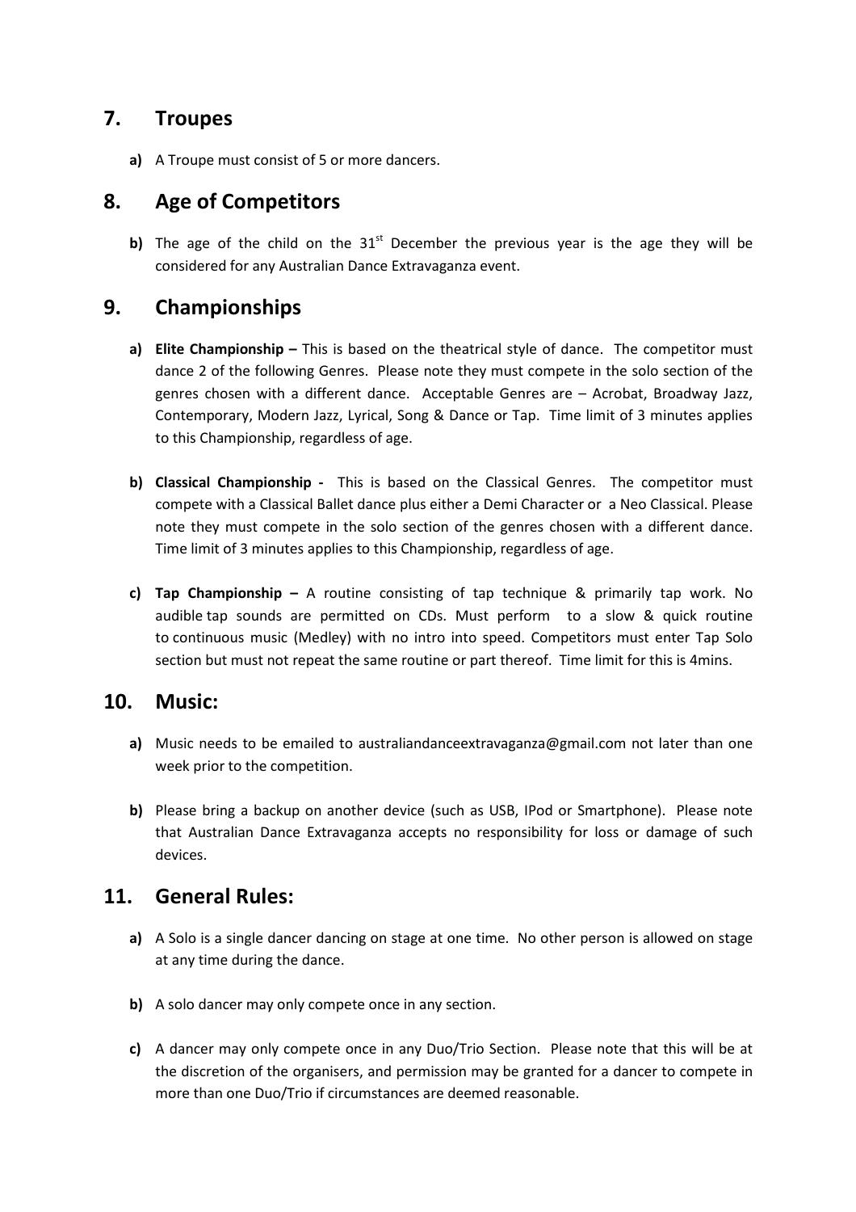## 7. Troupes

**a)** A Troupe must consist of 5 or more dancers.

## 8. Age of Competitors

**b)** The age of the child on the 31st December the previous year is the age they will be considered for any Australian Dance Extravaganza event.

## 9. Championships

**a)** **Elite Championship –** This is based on the theatrical style of dance. The competitor must dance 2 of the following Genres. Please note they must compete in the solo section of the genres chosen with a different dance. Acceptable Genres are – Acrobat, Broadway Jazz, Contemporary, Modern Jazz, Lyrical, Song & Dance or Tap. Time limit of 3 minutes applies to this Championship, regardless of age.

**b)** **Classical Championship -** This is based on the Classical Genres. The competitor must compete with a Classical Ballet dance plus either a Demi Character or a Neo Classical. Please note they must compete in the solo section of the genres chosen with a different dance. Time limit of 3 minutes applies to this Championship, regardless of age.

**c)** **Tap Championship –** A routine consisting of tap technique & primarily tap work. No audible tap sounds are permitted on CDs. Must perform to a slow & quick routine to continuous music (Medley) with no intro into speed. Competitors must enter Tap Solo section but must not repeat the same routine or part thereof. Time limit for this is 4mins.

## 10. Music:

**a)** Music needs to be emailed to australiandanceextravaganza@gmail.com not later than one week prior to the competition.

**b)** Please bring a backup on another device (such as USB, IPod or Smartphone). Please note that Australian Dance Extravaganza accepts no responsibility for loss or damage of such devices.

## 11. General Rules:

**a)** A Solo is a single dancer dancing on stage at one time. No other person is allowed on stage at any time during the dance.

**b)** A solo dancer may only compete once in any section.

**c)** A dancer may only compete once in any Duo/Trio Section. Please note that this will be at the discretion of the organisers, and permission may be granted for a dancer to compete in more than one Duo/Trio if circumstances are deemed reasonable.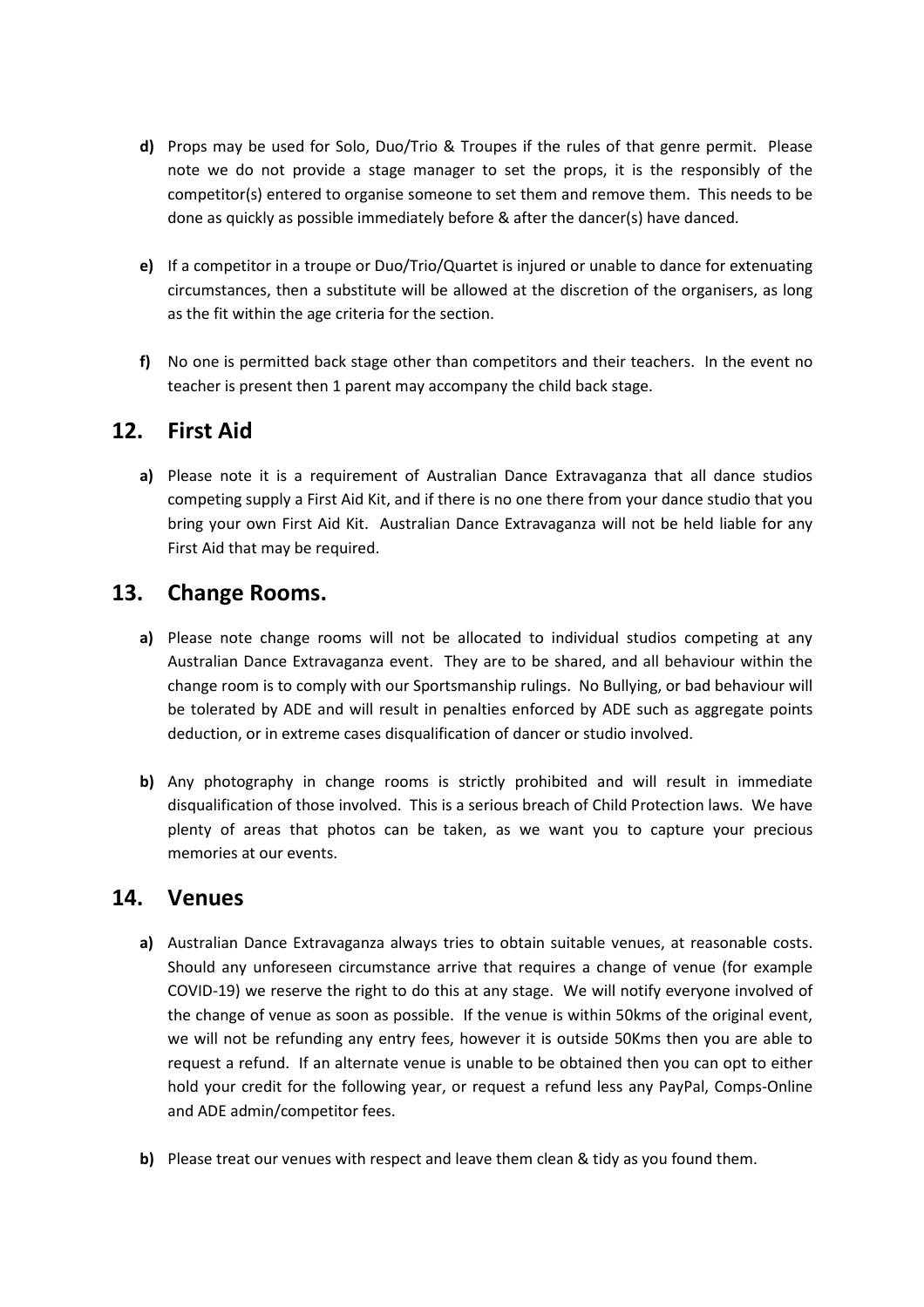**d)** Props may be used for Solo, Duo/Trio & Troupes if the rules of that genre permit. Please note we do not provide a stage manager to set the props, it is the responsibly of the competitor(s) entered to organise someone to set them and remove them. This needs to be done as quickly as possible immediately before & after the dancer(s) have danced.

**e)** If a competitor in a troupe or Duo/Trio/Quartet is injured or unable to dance for extenuating circumstances, then a substitute will be allowed at the discretion of the organisers, as long as the fit within the age criteria for the section.

**f)** No one is permitted back stage other than competitors and their teachers. In the event no teacher is present then 1 parent may accompany the child back stage.

## 12. First Aid

**a)** Please note it is a requirement of Australian Dance Extravaganza that all dance studios competing supply a First Aid Kit, and if there is no one there from your dance studio that you bring your own First Aid Kit. Australian Dance Extravaganza will not be held liable for any First Aid that may be required.

## 13. Change Rooms.

**a)** Please note change rooms will not be allocated to individual studios competing at any Australian Dance Extravaganza event. They are to be shared, and all behaviour within the change room is to comply with our Sportsmanship rulings. No Bullying, or bad behaviour will be tolerated by ADE and will result in penalties enforced by ADE such as aggregate points deduction, or in extreme cases disqualification of dancer or studio involved.

**b)** Any photography in change rooms is strictly prohibited and will result in immediate disqualification of those involved. This is a serious breach of Child Protection laws. We have plenty of areas that photos can be taken, as we want you to capture your precious memories at our events.

## 14. Venues

**a)** Australian Dance Extravaganza always tries to obtain suitable venues, at reasonable costs. Should any unforeseen circumstance arrive that requires a change of venue (for example COVID-19) we reserve the right to do this at any stage. We will notify everyone involved of the change of venue as soon as possible. If the venue is within 50kms of the original event, we will not be refunding any entry fees, however it is outside 50Kms then you are able to request a refund. If an alternate venue is unable to be obtained then you can opt to either hold your credit for the following year, or request a refund less any PayPal, Comps-Online and ADE admin/competitor fees.

**b)** Please treat our venues with respect and leave them clean & tidy as you found them.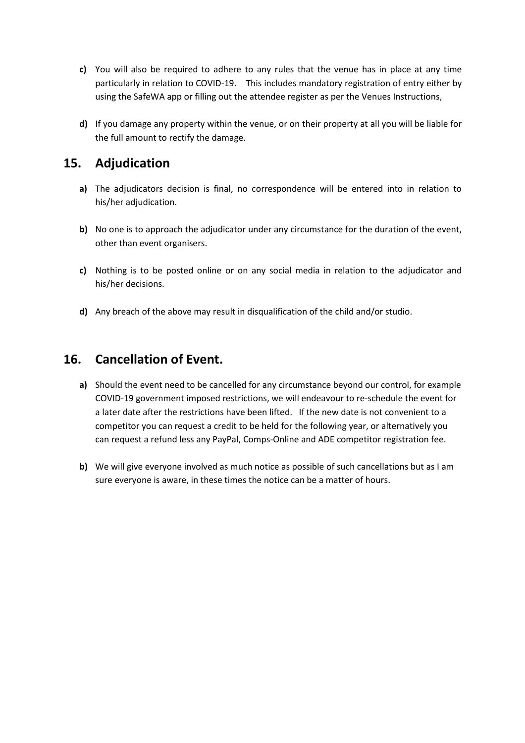**c)** You will also be required to adhere to any rules that the venue has in place at any time particularly in relation to COVID-19. This includes mandatory registration of entry either by using the SafeWA app or filling out the attendee register as per the Venues Instructions,

**d)** If you damage any property within the venue, or on their property at all you will be liable for the full amount to rectify the damage.

## 15. Adjudication

**a)** The adjudicators decision is final, no correspondence will be entered into in relation to his/her adjudication.

**b)** No one is to approach the adjudicator under any circumstance for the duration of the event, other than event organisers.

**c)** Nothing is to be posted online or on any social media in relation to the adjudicator and his/her decisions.

**d)** Any breach of the above may result in disqualification of the child and/or studio.

## 16. Cancellation of Event.

**a)** Should the event need to be cancelled for any circumstance beyond our control, for example COVID-19 government imposed restrictions, we will endeavour to re-schedule the event for a later date after the restrictions have been lifted. If the new date is not convenient to a competitor you can request a credit to be held for the following year, or alternatively you can request a refund less any PayPal, Comps-Online and ADE competitor registration fee.

**b)** We will give everyone involved as much notice as possible of such cancellations but as I am sure everyone is aware, in these times the notice can be a matter of hours.